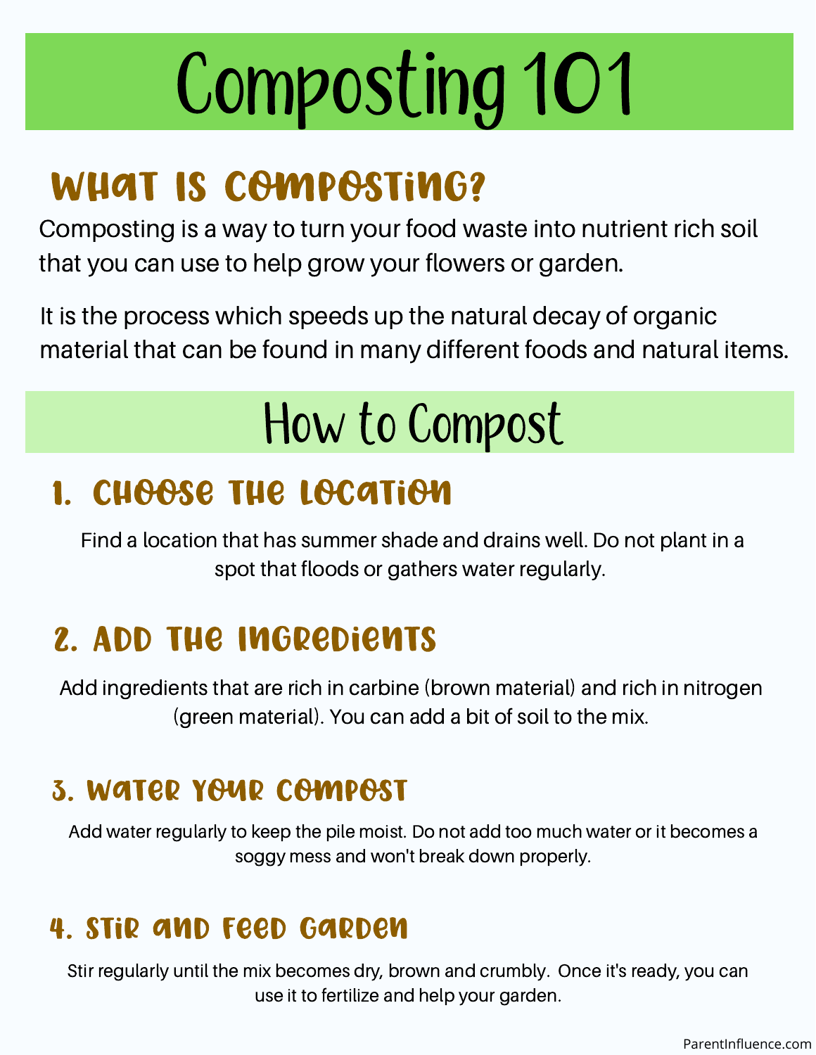# Composting 101

## What is composting?

Composting is a way to turn your food waste into nutrient rich soil that you can use to help grow your flowers or garden.

It is the process which speeds up the natural decay of organic material that can be found in many different foods and natural items.

## How to Compost

### 1. Choose the location

Find a location that has summer shade and drains well. Do not plant in a spot that floods or gathers water regularly.

### 2. Add the ingredients

Add ingredients that are rich in carbine (brown material) and rich in nitrogen (green material). You can add a bit of soil to the mix.

### 3. Water your compost

Add water regularly to keep the pile moist. Do not add too much water or it becomes a soggy mess and won't break down properly.

### 4. Stir and feed garden

Stir regularly until the mix becomes dry, brown and crumbly. Once it's ready, you can use it to fertilize and help your garden.

ParentInfluence.com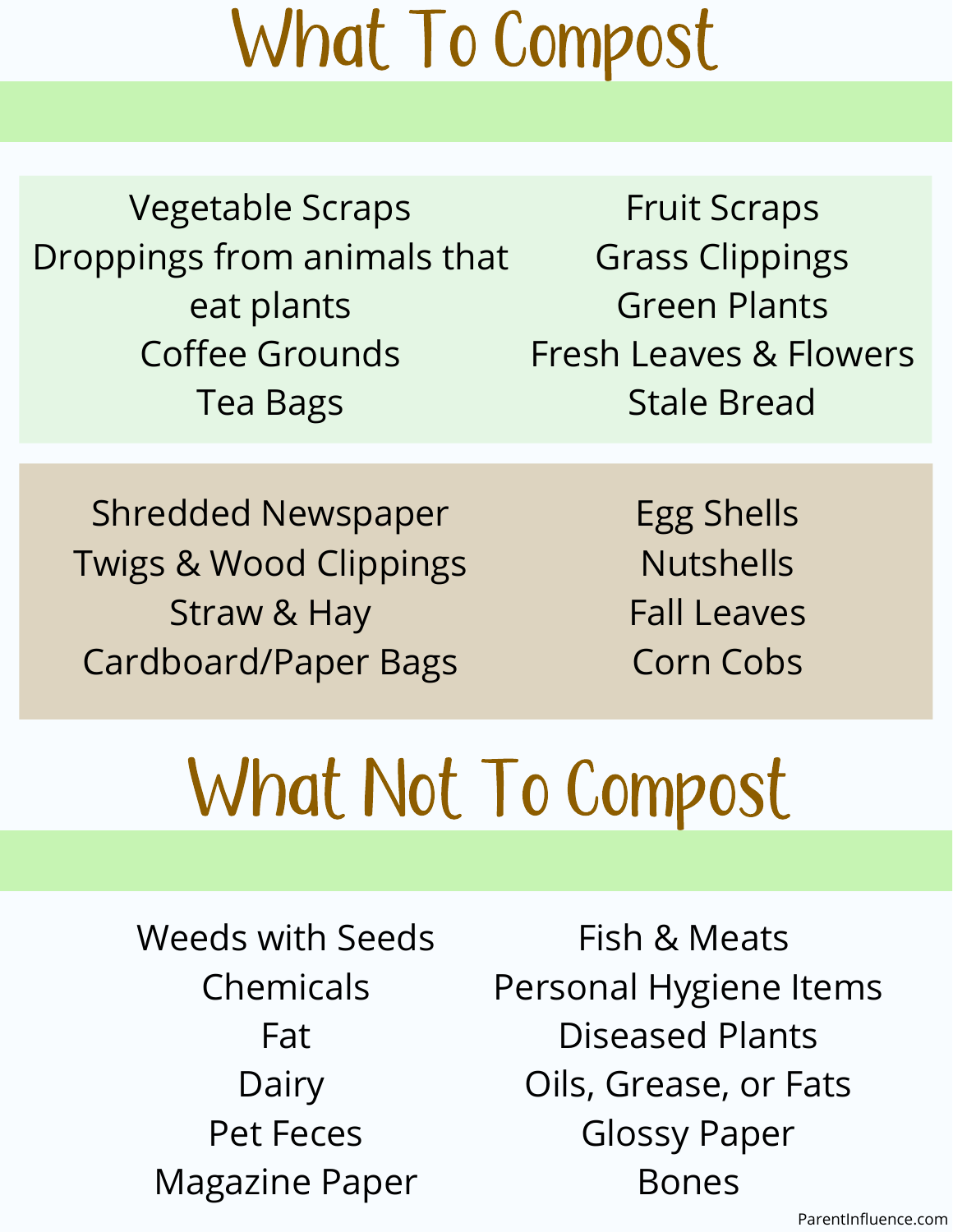# What To Compost

- Vegetable Scraps
- Droppings from animals that eat plants
- Coffee Grounds
- Tea Bags
- Fruit Scraps
- Grass Clippings
- Green Plants
- Fresh Leaves & Flowers
- Stale Bread

- Shredded Newspaper
- Twigs & Wood Clippings
- Straw & Hay
- Cardboard/Paper Bags
- Egg Shells
- Nutshells
- Fall Leaves
- Corn Cobs

# What Not To Compost

- Weeds with Seeds
- Chemicals
- Fat
- Dairy
- Pet Feces
- Magazine Paper
- Fish & Meats
- Personal Hygiene Items
- Diseased Plants
- Oils, Grease, or Fats
- Glossy Paper
- Bones

ParentInfluence.com